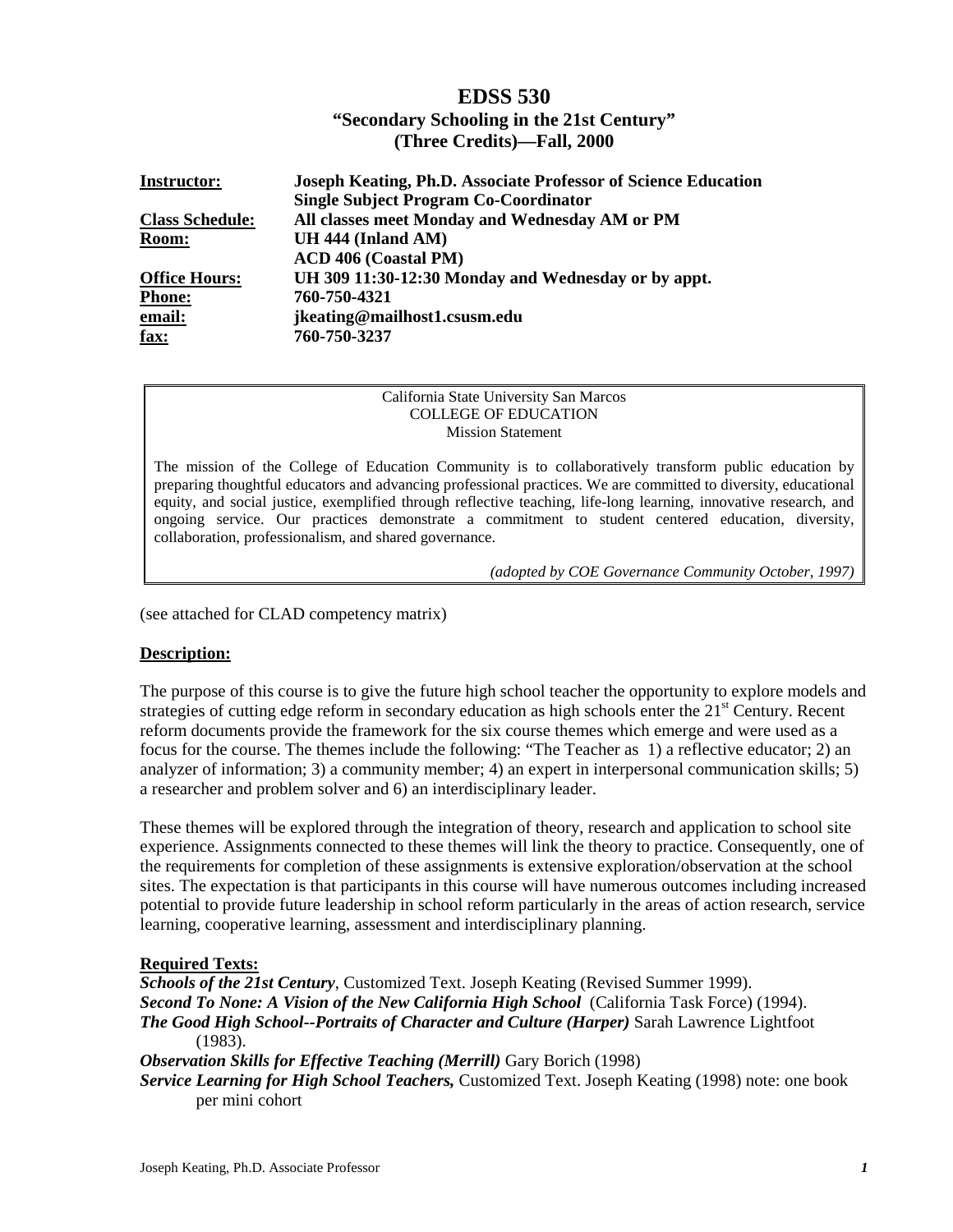# EDSS 530
## "Secondary Schooling in the 21st Century"
## (Three Credits)—Fall, 2000

| | |
|---|---|
| **Instructor:** | **Joseph Keating, Ph.D. Associate Professor of Science Education** |
| | **Single Subject Program Co-Coordinator** |
| **Class Schedule:** | **All classes meet Monday and Wednesday AM or PM** |
| **Room:** | **UH 444 (Inland AM)** |
| | **ACD 406 (Coastal PM)** |
| **Office Hours:** | **UH 309 11:30-12:30 Monday and Wednesday or by appt.** |
| **Phone:** | **760-750-4321** |
| **email:** | **jkeating@mailhost1.csusm.edu** |
| **fax:** | **760-750-3237** |

> California State University San Marcos
> COLLEGE OF EDUCATION
> Mission Statement
>
> The mission of the College of Education Community is to collaboratively transform public education by preparing thoughtful educators and advancing professional practices. We are committed to diversity, educational equity, and social justice, exemplified through reflective teaching, life-long learning, innovative research, and ongoing service. Our practices demonstrate a commitment to student centered education, diversity, collaboration, professionalism, and shared governance.
>
> *(adopted by COE Governance Community October, 1997)*

(see attached for CLAD competency matrix)

**Description:**

The purpose of this course is to give the future high school teacher the opportunity to explore models and strategies of cutting edge reform in secondary education as high schools enter the 21st Century. Recent reform documents provide the framework for the six course themes which emerge and were used as a focus for the course. The themes include the following: "The Teacher as 1) a reflective educator; 2) an analyzer of information; 3) a community member; 4) an expert in interpersonal communication skills; 5) a researcher and problem solver and 6) an interdisciplinary leader.

These themes will be explored through the integration of theory, research and application to school site experience. Assignments connected to these themes will link the theory to practice. Consequently, one of the requirements for completion of these assignments is extensive exploration/observation at the school sites. The expectation is that participants in this course will have numerous outcomes including increased potential to provide future leadership in school reform particularly in the areas of action research, service learning, cooperative learning, assessment and interdisciplinary planning.

**Required Texts:**

***Schools of the 21st Century***, Customized Text. Joseph Keating (Revised Summer 1999).
***Second To None: A Vision of the New California High School*** (California Task Force) (1994).
***The Good High School--Portraits of Character and Culture (Harper)*** Sarah Lawrence Lightfoot (1983).
***Observation Skills for Effective Teaching (Merrill)*** Gary Borich (1998)
***Service Learning for High School Teachers,*** Customized Text. Joseph Keating (1998) note: one book per mini cohort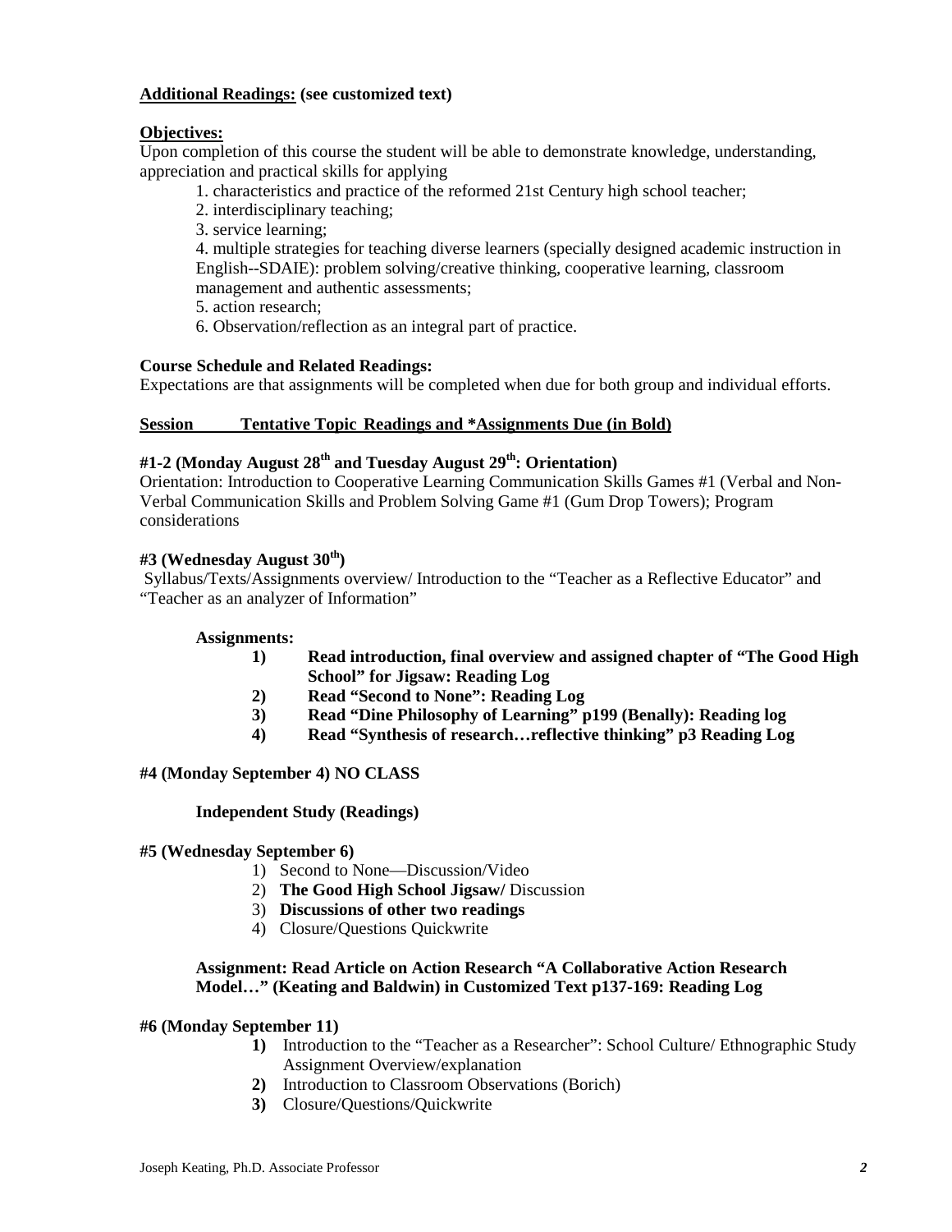**Additional Readings: (see customized text)**

**Objectives:**

Upon completion of this course the student will be able to demonstrate knowledge, understanding, appreciation and practical skills for applying

1. characteristics and practice of the reformed 21st Century high school teacher;
2. interdisciplinary teaching;
3. service learning;
4. multiple strategies for teaching diverse learners (specially designed academic instruction in English--SDAIE): problem solving/creative thinking, cooperative learning, classroom management and authentic assessments;
5. action research;
6. Observation/reflection as an integral part of practice.

**Course Schedule and Related Readings:**

Expectations are that assignments will be completed when due for both group and individual efforts.

**Session Tentative Topic Readings and *Assignments Due (in Bold)**

**#1-2 (Monday August 28th and Tuesday August 29th: Orientation)**

Orientation: Introduction to Cooperative Learning Communication Skills Games #1 (Verbal and Non-Verbal Communication Skills and Problem Solving Game #1 (Gum Drop Towers); Program considerations

**#3 (Wednesday August 30th)**

Syllabus/Texts/Assignments overview/ Introduction to the "Teacher as a Reflective Educator" and "Teacher as an analyzer of Information"

**Assignments:**

1) **Read introduction, final overview and assigned chapter of "The Good High School" for Jigsaw: Reading Log**
2) **Read "Second to None": Reading Log**
3) **Read "Dine Philosophy of Learning" p199 (Benally): Reading log**
4) **Read "Synthesis of research…reflective thinking" p3 Reading Log**

**#4 (Monday September 4) NO CLASS**

**Independent Study (Readings)**

**#5 (Wednesday September 6)**

1) Second to None—Discussion/Video
2) **The Good High School Jigsaw/** Discussion
3) **Discussions of other two readings**
4) Closure/Questions Quickwrite

**Assignment: Read Article on Action Research "A Collaborative Action Research Model…" (Keating and Baldwin) in Customized Text p137-169: Reading Log**

**#6 (Monday September 11)**

1) Introduction to the "Teacher as a Researcher": School Culture/ Ethnographic Study Assignment Overview/explanation
2) Introduction to Classroom Observations (Borich)
3) Closure/Questions/Quickwrite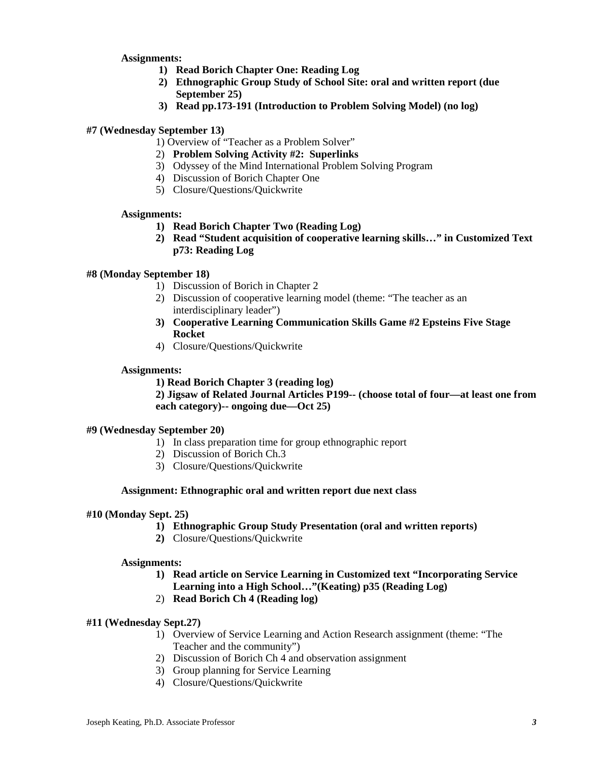**Assignments:**

1) **Read Borich Chapter One: Reading Log**
2) **Ethnographic Group Study of School Site: oral and written report (due September 25)**
3) **Read pp.173-191 (Introduction to Problem Solving Model) (no log)**

**#7 (Wednesday September 13)**

1) Overview of "Teacher as a Problem Solver"
2) **Problem Solving Activity #2: Superlinks**
3) Odyssey of the Mind International Problem Solving Program
4) Discussion of Borich Chapter One
5) Closure/Questions/Quickwrite

**Assignments:**

1) **Read Borich Chapter Two (Reading Log)**
2) **Read "Student acquisition of cooperative learning skills…" in Customized Text p73: Reading Log**

**#8 (Monday September 18)**

1) Discussion of Borich in Chapter 2
2) Discussion of cooperative learning model (theme: "The teacher as an interdisciplinary leader")
3) **Cooperative Learning Communication Skills Game #2 Epsteins Five Stage Rocket**
4) Closure/Questions/Quickwrite

**Assignments:**

**1) Read Borich Chapter 3 (reading log)**

**2) Jigsaw of Related Journal Articles P199-- (choose total of four—at least one from each category)-- ongoing due—Oct 25)**

**#9 (Wednesday September 20)**

1) In class preparation time for group ethnographic report
2) Discussion of Borich Ch.3
3) Closure/Questions/Quickwrite

**Assignment: Ethnographic oral and written report due next class**

**#10 (Monday Sept. 25)**

1) **Ethnographic Group Study Presentation (oral and written reports)**
2) Closure/Questions/Quickwrite

**Assignments:**

1) **Read article on Service Learning in Customized text "Incorporating Service Learning into a High School…"(Keating) p35 (Reading Log)**
2) **Read Borich Ch 4 (Reading log)**

**#11 (Wednesday Sept.27)**

1) Overview of Service Learning and Action Research assignment (theme: "The Teacher and the community")
2) Discussion of Borich Ch 4 and observation assignment
3) Group planning for Service Learning
4) Closure/Questions/Quickwrite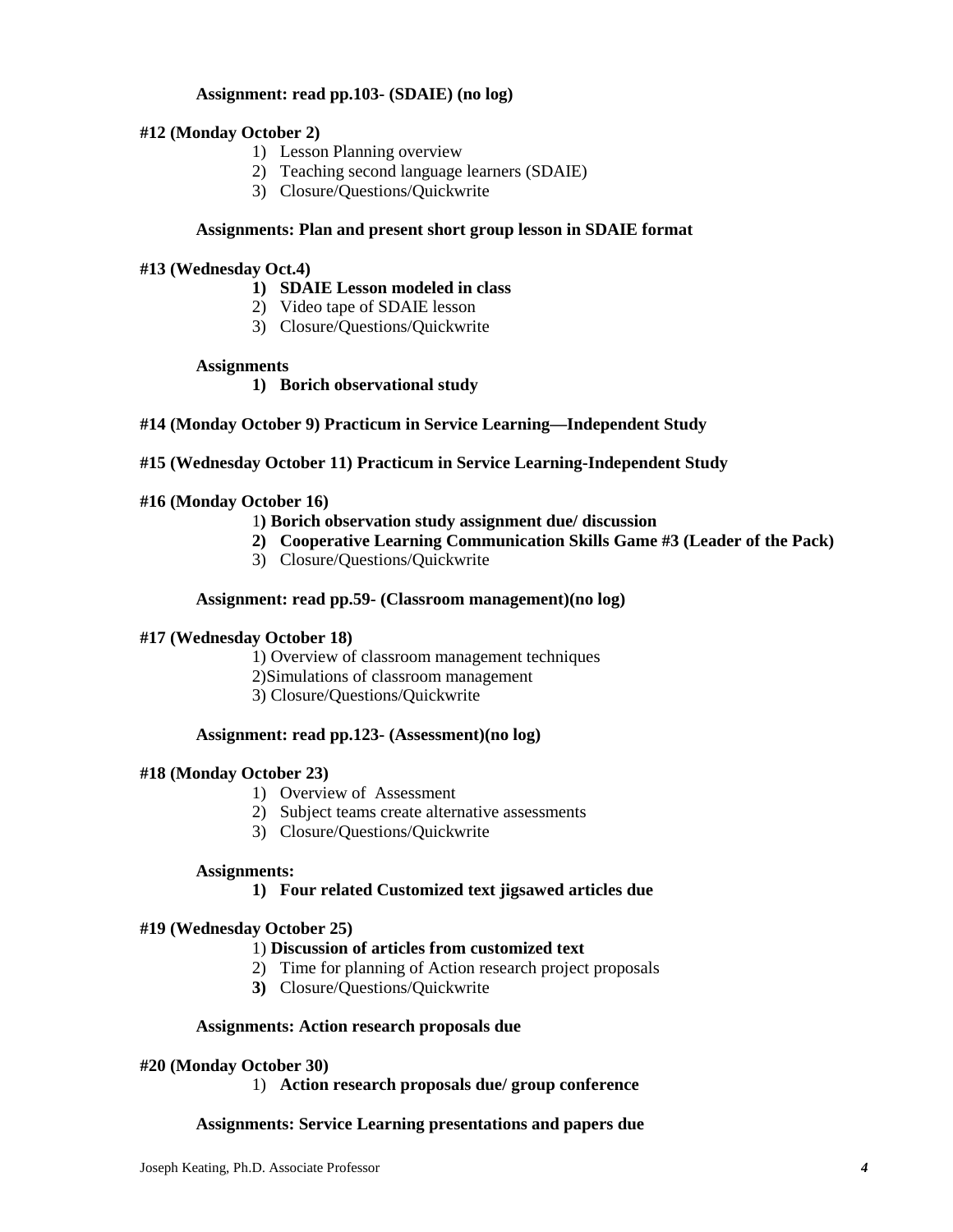**Assignment: read pp.103- (SDAIE) (no log)**

**#12 (Monday October 2)**

1) Lesson Planning overview
2) Teaching second language learners (SDAIE)
3) Closure/Questions/Quickwrite

**Assignments: Plan and present short group lesson in SDAIE format**

**#13 (Wednesday Oct.4)**

1) **SDAIE Lesson modeled in class**
2) Video tape of SDAIE lesson
3) Closure/Questions/Quickwrite

**Assignments**

1) **Borich observational study**

**#14 (Monday October 9) Practicum in Service Learning—Independent Study**

**#15 (Wednesday October 11) Practicum in Service Learning-Independent Study**

**#16 (Monday October 16)**

1) **Borich observation study assignment due/ discussion**
2) **Cooperative Learning Communication Skills Game #3 (Leader of the Pack)**
3) Closure/Questions/Quickwrite

**Assignment: read pp.59- (Classroom management)(no log)**

**#17 (Wednesday October 18)**

1) Overview of classroom management techniques
2) Simulations of classroom management
3) Closure/Questions/Quickwrite

**Assignment: read pp.123- (Assessment)(no log)**

**#18 (Monday October 23)**

1) Overview of Assessment
2) Subject teams create alternative assessments
3) Closure/Questions/Quickwrite

**Assignments:**

1) **Four related Customized text jigsawed articles due**

**#19 (Wednesday October 25)**

1) **Discussion of articles from customized text**
2) Time for planning of Action research project proposals
3) Closure/Questions/Quickwrite

**Assignments: Action research proposals due**

**#20 (Monday October 30)**

1) **Action research proposals due/ group conference**

**Assignments: Service Learning presentations and papers due**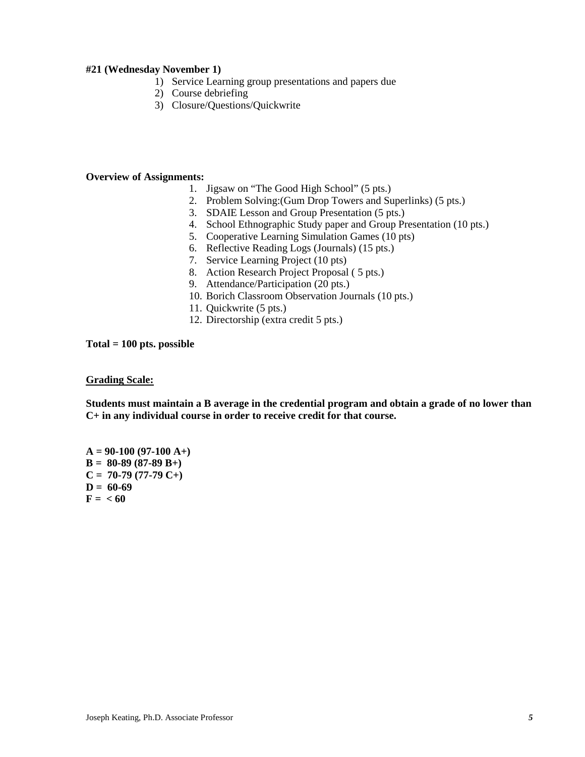**#21 (Wednesday November 1)**

1) Service Learning group presentations and papers due
2) Course debriefing
3) Closure/Questions/Quickwrite

**Overview of Assignments:**

1. Jigsaw on "The Good High School" (5 pts.)
2. Problem Solving:(Gum Drop Towers and Superlinks) (5 pts.)
3. SDAIE Lesson and Group Presentation (5 pts.)
4. School Ethnographic Study paper and Group Presentation (10 pts.)
5. Cooperative Learning Simulation Games (10 pts)
6. Reflective Reading Logs (Journals) (15 pts.)
7. Service Learning Project (10 pts)
8. Action Research Project Proposal ( 5 pts.)
9. Attendance/Participation (20 pts.)
10. Borich Classroom Observation Journals (10 pts.)
11. Quickwrite (5 pts.)
12. Directorship (extra credit 5 pts.)

**Total = 100 pts. possible**

**Grading Scale:**

**Students must maintain a B average in the credential program and obtain a grade of no lower than C+ in any individual course in order to receive credit for that course.**

**A = 90-100 (97-100 A+)**
**B = 80-89 (87-89 B+)**
**C = 70-79 (77-79 C+)**
**D = 60-69**
**F = < 60**